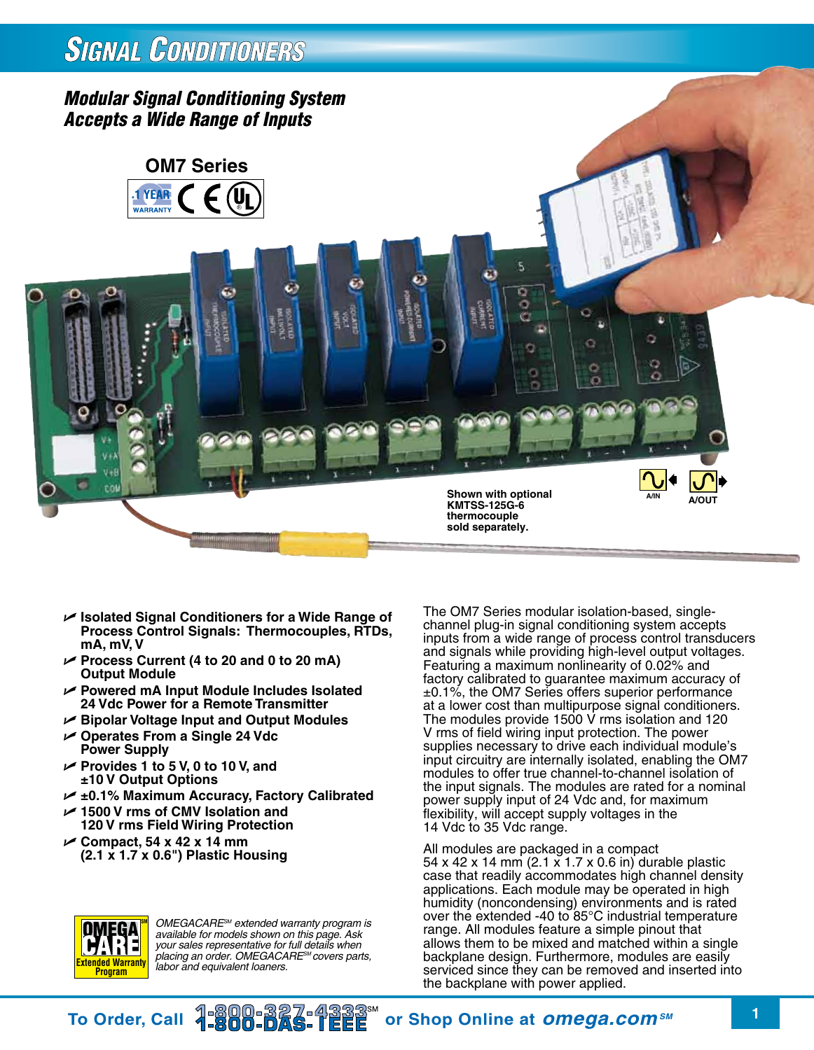# Signal Conditioners

## Modular Signal Conditioning System Accepts a Wide Range of Inputs

### OM7 Series

1 YEAR WARRANTY

Shown with optional KMTSS-125G-6 thermocouple sold separately.

A/IN A/OUT

- **Isolated Signal Conditioners for a Wide Range of Process Control Signals: Thermocouples, RTDs, mA, mV, V**
- **Process Current (4 to 20 and 0 to 20 mA) Output Module**
- **Powered mA Input Module Includes Isolated 24 Vdc Power for a Remote Transmitter**
- **Bipolar Voltage Input and Output Modules**
- **Operates From a Single 24 Vdc Power Supply**
- **Provides 1 to 5 V, 0 to 10 V, and ±10 V Output Options**
- **±0.1% Maximum Accuracy, Factory Calibrated**
- **1500 V rms of CMV Isolation and 120 V rms Field Wiring Protection**
- **Compact, 54 x 42 x 14 mm (2.1 x 1.7 x 0.6") Plastic Housing**

OMEGA CARE[SM] Extended Warranty Program

*OMEGACARE[SM] extended warranty program is available for models shown on this page. Ask your sales representative for full details when placing an order. OMEGACARE[SM] covers parts, labor and equivalent loaners.*

The OM7 Series modular isolation-based, single-channel plug-in signal conditioning system accepts inputs from a wide range of process control transducers and signals while providing high-level output voltages. Featuring a maximum nonlinearity of 0.02% and factory calibrated to guarantee maximum accuracy of ±0.1%, the OM7 Series offers superior performance at a lower cost than multipurpose signal conditioners. The modules provide 1500 V rms isolation and 120 V rms of field wiring input protection. The power supplies necessary to drive each individual module's input circuitry are internally isolated, enabling the OM7 modules to offer true channel-to-channel isolation of the input signals. The modules are rated for a nominal power supply input of 24 Vdc and, for maximum flexibility, will accept supply voltages in the 14 Vdc to 35 Vdc range.

All modules are packaged in a compact 54 x 42 x 14 mm (2.1 x 1.7 x 0.6 in) durable plastic case that readily accommodates high channel density applications. Each module may be operated in high humidity (noncondensing) environments and is rated over the extended -40 to 85°C industrial temperature range. All modules feature a simple pinout that allows them to be mixed and matched within a single backplane design. Furthermore, modules are easily serviced since they can be removed and inserted into the backplane with power applied.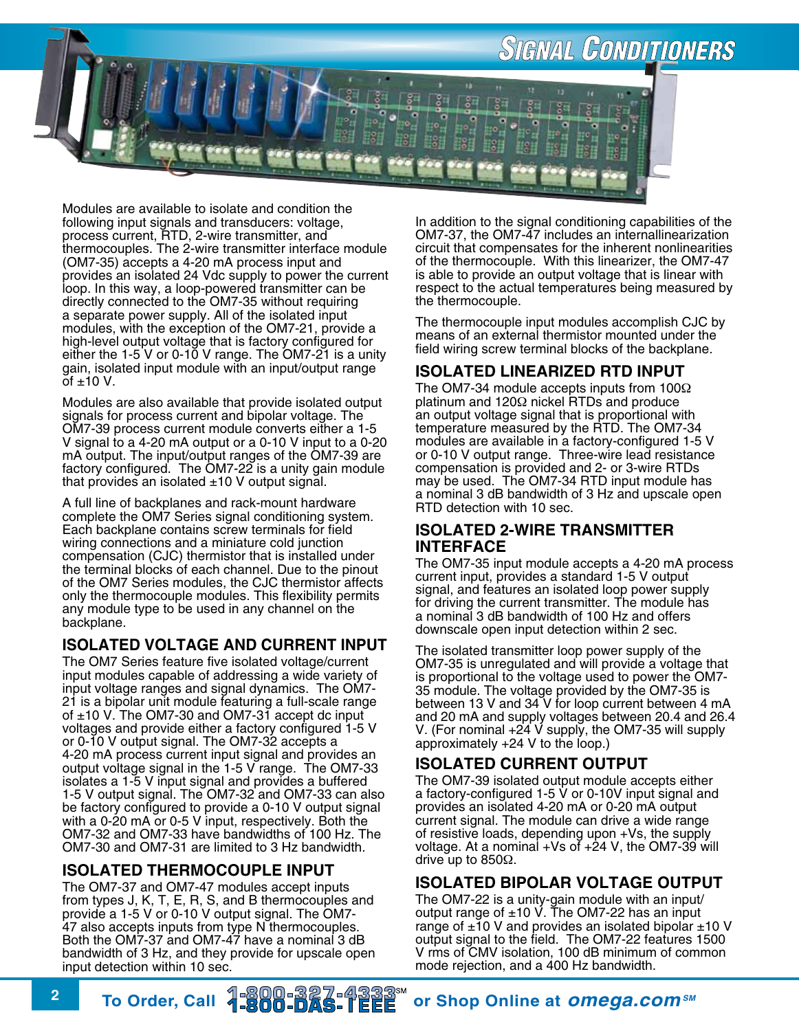Modules are available to isolate and condition the following input signals and transducers: voltage, process current, RTD, 2-wire transmitter, and thermocouples. The 2-wire transmitter interface module (OM7-35) accepts a 4-20 mA process input and provides an isolated 24 Vdc supply to power the current loop. In this way, a loop-powered transmitter can be directly connected to the OM7-35 without requiring a separate power supply. All of the isolated input modules, with the exception of the OM7-21, provide a high-level output voltage that is factory configured for either the 1-5 V or 0-10 V range. The OM7-21 is a unity gain, isolated input module with an input/output range of ±10 V.

Modules are also available that provide isolated output signals for process current and bipolar voltage. The OM7-39 process current module converts either a 1-5 V signal to a 4-20 mA output or a 0-10 V input to a 0-20 mA output. The input/output ranges of the OM7-39 are factory configured. The OM7-22 is a unity gain module that provides an isolated ±10 V output signal.

A full line of backplanes and rack-mount hardware complete the OM7 Series signal conditioning system. Each backplane contains screw terminals for field wiring connections and a miniature cold junction compensation (CJC) thermistor that is installed under the terminal blocks of each channel. Due to the pinout of the OM7 Series modules, the CJC thermistor affects only the thermocouple modules. This flexibility permits any module type to be used in any channel on the backplane.

## ISOLATED VOLTAGE AND CURRENT INPUT

The OM7 Series feature five isolated voltage/current input modules capable of addressing a wide variety of input voltage ranges and signal dynamics. The OM7-21 is a bipolar unit module featuring a full-scale range of ±10 V. The OM7-30 and OM7-31 accept dc input voltages and provide either a factory configured 1-5 V or 0-10 V output signal. The OM7-32 accepts a 4-20 mA process current input signal and provides an output voltage signal in the 1-5 V range. The OM7-33 isolates a 1-5 V input signal and provides a buffered 1-5 V output signal. The OM7-32 and OM7-33 can also be factory configured to provide a 0-10 V output signal with a 0-20 mA or 0-5 V input, respectively. Both the OM7-32 and OM7-33 have bandwidths of 100 Hz. The OM7-30 and OM7-31 are limited to 3 Hz bandwidth.

## ISOLATED THERMOCOUPLE INPUT

The OM7-37 and OM7-47 modules accept inputs from types J, K, T, E, R, S, and B thermocouples and provide a 1-5 V or 0-10 V output signal. The OM7-47 also accepts inputs from type N thermocouples. Both the OM7-37 and OM7-47 have a nominal 3 dB bandwidth of 3 Hz, and they provide for upscale open input detection within 10 sec.

In addition to the signal conditioning capabilities of the OM7-37, the OM7-47 includes an internallinearization circuit that compensates for the inherent nonlinearities of the thermocouple. With this linearizer, the OM7-47 is able to provide an output voltage that is linear with respect to the actual temperatures being measured by the thermocouple.

The thermocouple input modules accomplish CJC by means of an external thermistor mounted under the field wiring screw terminal blocks of the backplane.

## ISOLATED LINEARIZED RTD INPUT

The OM7-34 module accepts inputs from 100Ω platinum and 120Ω nickel RTDs and produce an output voltage signal that is proportional with temperature measured by the RTD. The OM7-34 modules are available in a factory-configured 1-5 V or 0-10 V output range. Three-wire lead resistance compensation is provided and 2- or 3-wire RTDs may be used. The OM7-34 RTD input module has a nominal 3 dB bandwidth of 3 Hz and upscale open RTD detection with 10 sec.

## ISOLATED 2-WIRE TRANSMITTER INTERFACE

The OM7-35 input module accepts a 4-20 mA process current input, provides a standard 1-5 V output signal, and features an isolated loop power supply for driving the current transmitter. The module has a nominal 3 dB bandwidth of 100 Hz and offers downscale open input detection within 2 sec.

The isolated transmitter loop power supply of the OM7-35 is unregulated and will provide a voltage that is proportional to the voltage used to power the OM7-35 module. The voltage provided by the OM7-35 is between 13 V and 34 V for loop current between 4 mA and 20 mA and supply voltages between 20.4 and 26.4 V. (For nominal +24 V supply, the OM7-35 will supply approximately +24 V to the loop.)

## ISOLATED CURRENT OUTPUT

The OM7-39 isolated output module accepts either a factory-configured 1-5 V or 0-10V input signal and provides an isolated 4-20 mA or 0-20 mA output current signal. The module can drive a wide range of resistive loads, depending upon +Vs, the supply voltage. At a nominal +Vs of +24 V, the OM7-39 will drive up to 850Ω.

## ISOLATED BIPOLAR VOLTAGE OUTPUT

The OM7-22 is a unity-gain module with an input/output range of ±10 V. The OM7-22 has an input range of ±10 V and provides an isolated bipolar ±10 V output signal to the field. The OM7-22 features 1500 V rms of CMV isolation, 100 dB minimum of common mode rejection, and a 400 Hz bandwidth.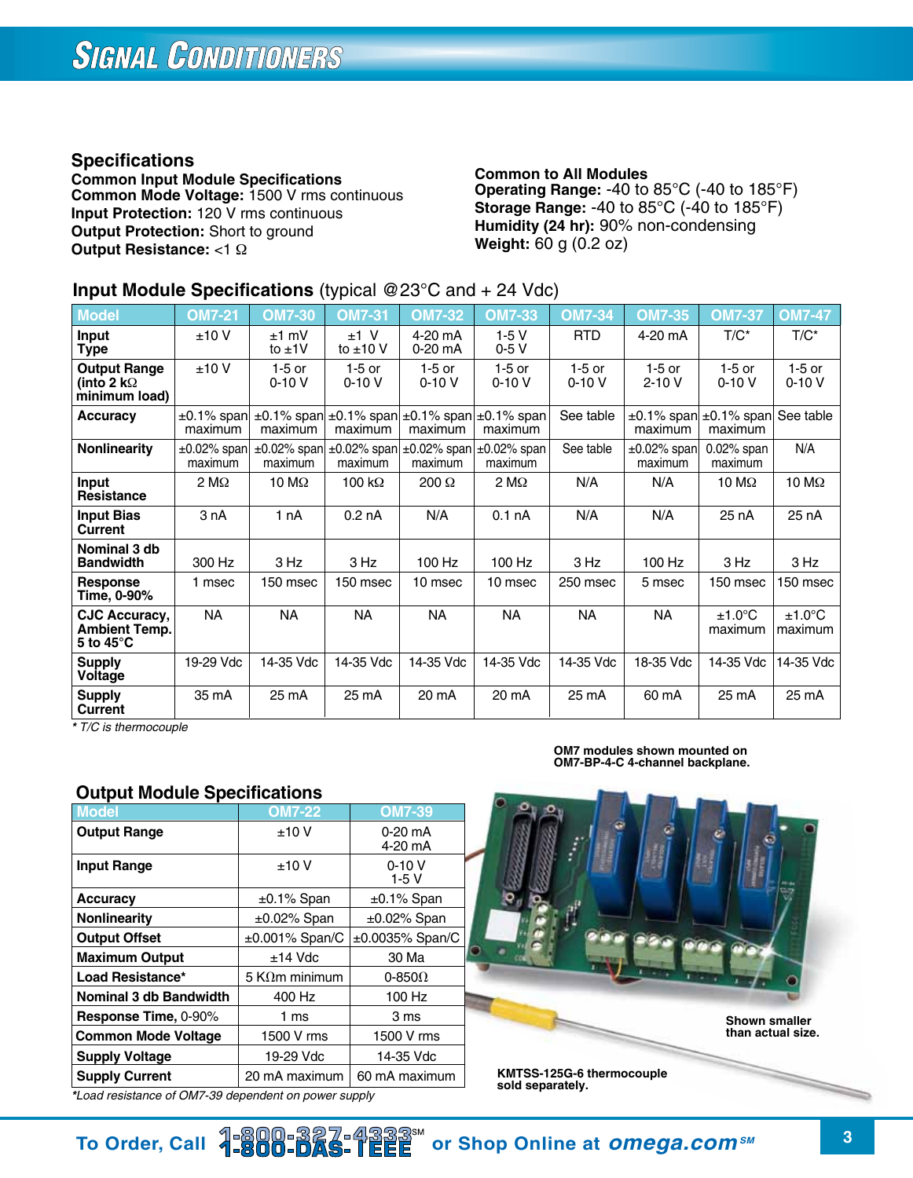# Signal Conditioners

## Specifications

**Common Input Module Specifications**
**Common Mode Voltage:** 1500 V rms continuous
**Input Protection:** 120 V rms continuous
**Output Protection:** Short to ground
**Output Resistance:** <1 Ω

**Common to All Modules**
**Operating Range:** -40 to 85°C (-40 to 185°F)
**Storage Range:** -40 to 85°C (-40 to 185°F)
**Humidity (24 hr):** 90% non-condensing
**Weight:** 60 g (0.2 oz)

### Input Module Specifications (typical @23°C and + 24 Vdc)

| Model | OM7-21 | OM7-30 | OM7-31 | OM7-32 | OM7-33 | OM7-34 | OM7-35 | OM7-37 | OM7-47 |
|---|---|---|---|---|---|---|---|---|---|
| Input Type | ±10 V | ±1 mV to ±1V | ±1 V to ±10 V | 4-20 mA 0-20 mA | 1-5 V 0-5 V | RTD | 4-20 mA | T/C* | T/C* |
| Output Range (into 2 kΩ minimum load) | ±10 V | 1-5 or 0-10 V | 1-5 or 0-10 V | 1-5 or 0-10 V | 1-5 or 0-10 V | 1-5 or 0-10 V | 1-5 or 2-10 V | 1-5 or 0-10 V | 1-5 or 0-10 V |
| Accuracy | ±0.1% span maximum | ±0.1% span maximum | ±0.1% span maximum | ±0.1% span maximum | ±0.1% span maximum | See table | ±0.1% span maximum | ±0.1% span maximum | See table |
| Nonlinearity | ±0.02% span maximum | ±0.02% span maximum | ±0.02% span maximum | ±0.02% span maximum | ±0.02% span maximum | See table | ±0.02% span maximum | 0.02% span maximum | N/A |
| Input Resistance | 2 MΩ | 10 MΩ | 100 kΩ | 200 Ω | 2 MΩ | N/A | N/A | 10 MΩ | 10 MΩ |
| Input Bias Current | 3 nA | 1 nA | 0.2 nA | N/A | 0.1 nA | N/A | N/A | 25 nA | 25 nA |
| Nominal 3 db Bandwidth | 300 Hz | 3 Hz | 3 Hz | 100 Hz | 100 Hz | 3 Hz | 100 Hz | 3 Hz | 3 Hz |
| Response Time, 0-90% | 1 msec | 150 msec | 150 msec | 10 msec | 10 msec | 250 msec | 5 msec | 150 msec | 150 msec |
| CJC Accuracy, Ambient Temp. 5 to 45°C | NA | NA | NA | NA | NA | NA | NA | ±1.0°C maximum | ±1.0°C maximum |
| Supply Voltage | 19-29 Vdc | 14-35 Vdc | 14-35 Vdc | 14-35 Vdc | 14-35 Vdc | 14-35 Vdc | 18-35 Vdc | 14-35 Vdc | 14-35 Vdc |
| Supply Current | 35 mA | 25 mA | 25 mA | 20 mA | 20 mA | 25 mA | 60 mA | 25 mA | 25 mA |

*\* T/C is thermocouple*

### Output Module Specifications

| Model | OM7-22 | OM7-39 |
|---|---|---|
| Output Range | ±10 V | 0-20 mA 4-20 mA |
| Input Range | ±10 V | 0-10 V 1-5 V |
| Accuracy | ±0.1% Span | ±0.1% Span |
| Nonlinearity | ±0.02% Span | ±0.02% Span |
| Output Offset | ±0.001% Span/C | ±0.0035% Span/C |
| Maximum Output | ±14 Vdc | 30 Ma |
| Load Resistance* | 5 KΩm minimum | 0-850Ω |
| Nominal 3 db Bandwidth | 400 Hz | 100 Hz |
| Response Time, 0-90% | 1 ms | 3 ms |
| Common Mode Voltage | 1500 V rms | 1500 V rms |
| Supply Voltage | 19-29 Vdc | 14-35 Vdc |
| Supply Current | 20 mA maximum | 60 mA maximum |

*\*Load resistance of OM7-39 dependent on power supply*

**OM7 modules shown mounted on OM7-BP-4-C 4-channel backplane.**

**Shown smaller than actual size.**

**KMTSS-125G-6 thermocouple sold separately.**

To Order, Call 1-800-327-4333℠ 1-800-DAS-IEEE℠ or Shop Online at omega.com℠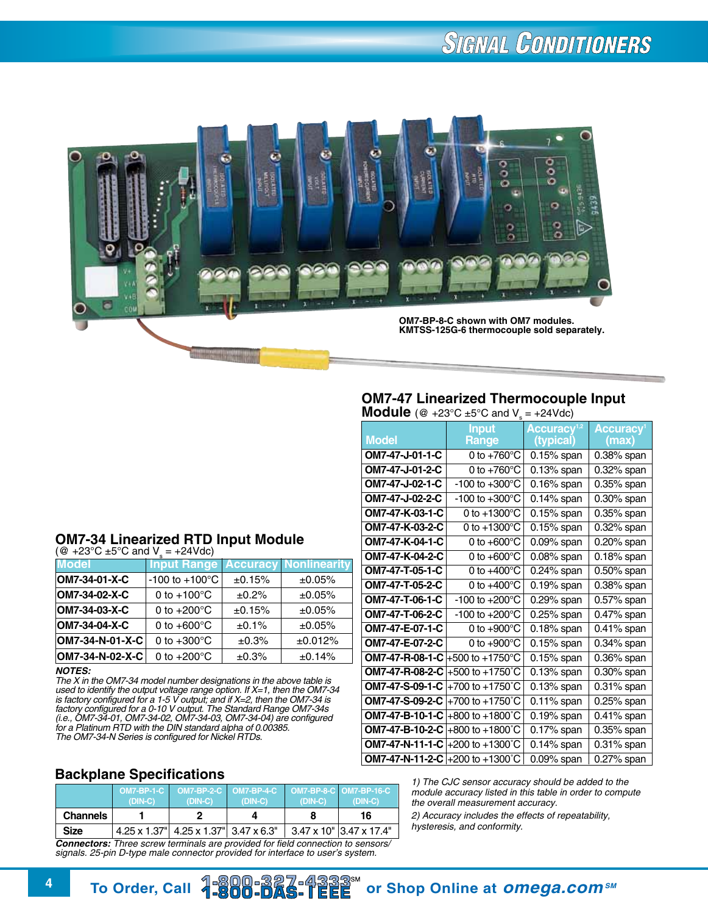OM7-BP-8-C shown with OM7 modules.
KMTSS-125G-6 thermocouple sold separately.

## OM7-47 Linearized Thermocouple Input Module (@ +23°C ±5°C and $V_s$ = +24Vdc)

| Model | Input Range | Accuracy[1,2] (typical) | Accuracy[1] (max) |
|---|---|---|---|
| OM7-47-J-01-1-C | 0 to +760°C | 0.15% span | 0.38% span |
| OM7-47-J-01-2-C | 0 to +760°C | 0.13% span | 0.32% span |
| OM7-47-J-02-1-C | -100 to +300°C | 0.16% span | 0.35% span |
| OM7-47-J-02-2-C | -100 to +300°C | 0.14% span | 0.30% span |
| OM7-47-K-03-1-C | 0 to +1300°C | 0.15% span | 0.35% span |
| OM7-47-K-03-2-C | 0 to +1300°C | 0.15% span | 0.32% span |
| OM7-47-K-04-1-C | 0 to +600°C | 0.09% span | 0.20% span |
| OM7-47-K-04-2-C | 0 to +600°C | 0.08% span | 0.18% span |
| OM7-47-T-05-1-C | 0 to +400°C | 0.24% span | 0.50% span |
| OM7-47-T-05-2-C | 0 to +400°C | 0.19% span | 0.38% span |
| OM7-47-T-06-1-C | -100 to +200°C | 0.29% span | 0.57% span |
| OM7-47-T-06-2-C | -100 to +200°C | 0.25% span | 0.47% span |
| OM7-47-E-07-1-C | 0 to +900°C | 0.18% span | 0.41% span |
| OM7-47-E-07-2-C | 0 to +900°C | 0.15% span | 0.34% span |
| OM7-47-R-08-1-C | +500 to +1750°C | 0.15% span | 0.36% span |
| OM7-47-R-08-2-C | +500 to +1750°C | 0.13% span | 0.30% span |
| OM7-47-S-09-1-C | +700 to +1750°C | 0.13% span | 0.31% span |
| OM7-47-S-09-2-C | +700 to +1750°C | 0.11% span | 0.25% span |
| OM7-47-B-10-1-C | +800 to +1800°C | 0.19% span | 0.41% span |
| OM7-47-B-10-2-C | +800 to +1800°C | 0.17% span | 0.35% span |
| OM7-47-N-11-1-C | +200 to +1300°C | 0.14% span | 0.31% span |
| OM7-47-N-11-2-C | +200 to +1300°C | 0.09% span | 0.27% span |

*1) The CJC sensor accuracy should be added to the module accuracy listed in this table in order to compute the overall measurement accuracy.*

*2) Accuracy includes the effects of repeatability, hysteresis, and conformity.*

## OM7-34 Linearized RTD Input Module
(@ +23°C ±5°C and $V_s$ = +24Vdc)

| Model | Input Range | Accuracy | Nonlinearity |
|---|---|---|---|
| OM7-34-01-X-C | -100 to +100°C | ±0.15% | ±0.05% |
| OM7-34-02-X-C | 0 to +100°C | ±0.2% | ±0.05% |
| OM7-34-03-X-C | 0 to +200°C | ±0.15% | ±0.05% |
| OM7-34-04-X-C | 0 to +600°C | ±0.1% | ±0.05% |
| OM7-34-N-01-X-C | 0 to +300°C | ±0.3% | ±0.012% |
| OM7-34-N-02-X-C | 0 to +200°C | ±0.3% | ±0.14% |

***NOTES:***
*The X in the OM7-34 model number designations in the above table is used to identify the output voltage range option. If X=1, then the OM7-34 is factory configured for a 1-5 V output; and if X=2, then the OM7-34 is factory configured for a 0-10 V output. The Standard Range OM7-34s (i.e., OM7-34-01, OM7-34-02, OM7-34-03, OM7-34-04) are configured for a Platinum RTD with the DIN standard alpha of 0.00385.*
*The OM7-34-N Series is configured for Nickel RTDs.*

## Backplane Specifications

| | OM7-BP-1-C (DIN-C) | OM7-BP-2-C (DIN-C) | OM7-BP-4-C (DIN-C) | OM7-BP-8-C (DIN-C) | OM7-BP-16-C (DIN-C) |
|---|---|---|---|---|---|
| Channels | 1 | 2 | 4 | 8 | 16 |
| Size | 4.25 x 1.37" | 4.25 x 1.37" | 3.47 x 6.3" | 3.47 x 10" | 3.47 x 17.4" |

***Connectors:*** *Three screw terminals are provided for field connection to sensors/signals. 25-pin D-type male connector provided for interface to user's system.*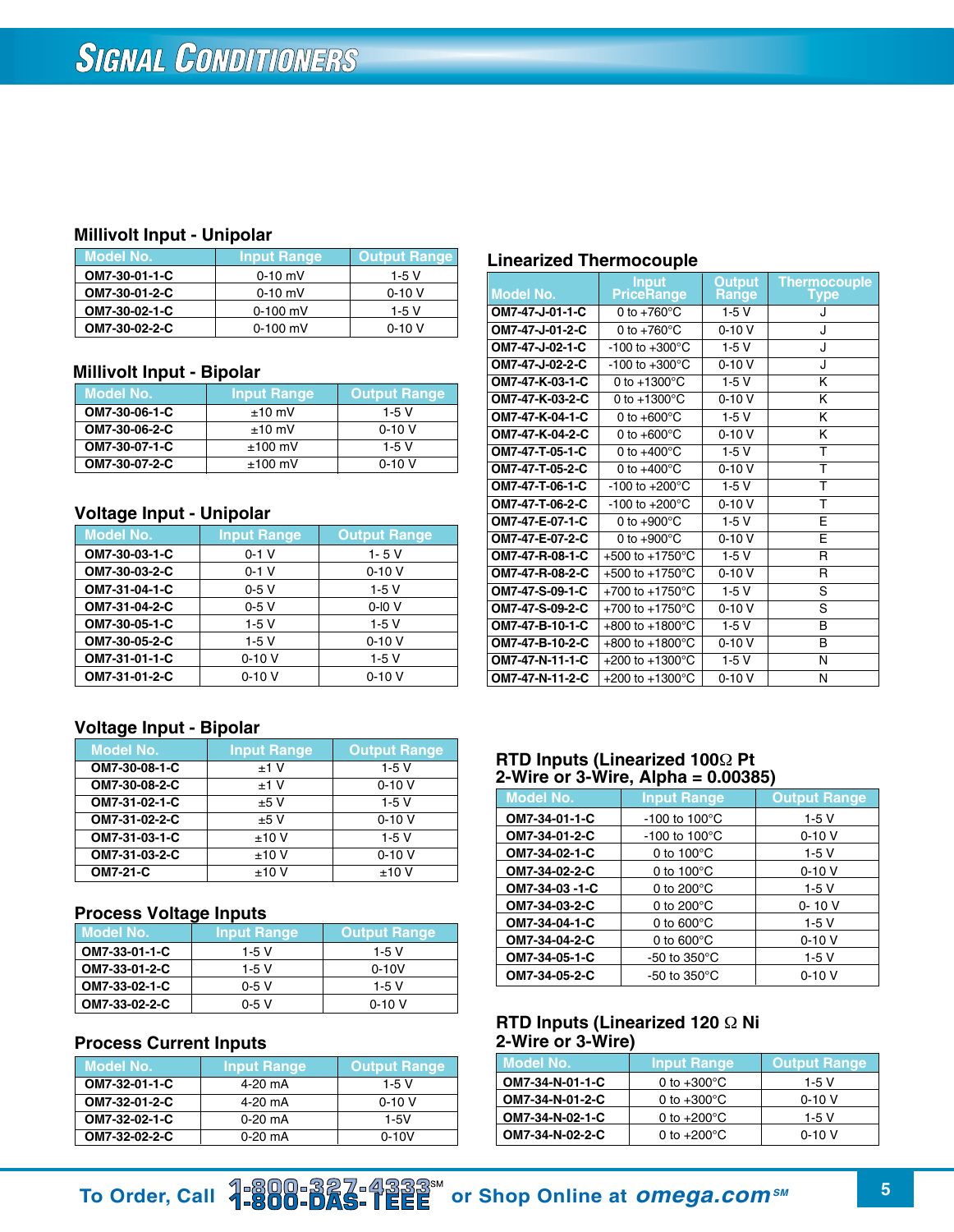# SIGNAL CONDITIONERS

## Millivolt Input - Unipolar

| Model No. | Input Range | Output Range |
|---|---|---|
| OM7-30-01-1-C | 0-10 mV | 1-5 V |
| OM7-30-01-2-C | 0-10 mV | 0-10 V |
| OM7-30-02-1-C | 0-100 mV | 1-5 V |
| OM7-30-02-2-C | 0-100 mV | 0-10 V |

## Millivolt Input - Bipolar

| Model No. | Input Range | Output Range |
|---|---|---|
| OM7-30-06-1-C | ±10 mV | 1-5 V |
| OM7-30-06-2-C | ±10 mV | 0-10 V |
| OM7-30-07-1-C | ±100 mV | 1-5 V |
| OM7-30-07-2-C | ±100 mV | 0-10 V |

## Voltage Input - Unipolar

| Model No. | Input Range | Output Range |
|---|---|---|
| OM7-30-03-1-C | 0-1 V | 1- 5 V |
| OM7-30-03-2-C | 0-1 V | 0-10 V |
| OM7-31-04-1-C | 0-5 V | 1-5 V |
| OM7-31-04-2-C | 0-5 V | 0-l0 V |
| OM7-30-05-1-C | 1-5 V | 1-5 V |
| OM7-30-05-2-C | 1-5 V | 0-10 V |
| OM7-31-01-1-C | 0-10 V | 1-5 V |
| OM7-31-01-2-C | 0-10 V | 0-10 V |

## Voltage Input - Bipolar

| Model No. | Input Range | Output Range |
|---|---|---|
| OM7-30-08-1-C | ±1 V | 1-5 V |
| OM7-30-08-2-C | ±1 V | 0-10 V |
| OM7-31-02-1-C | ±5 V | 1-5 V |
| OM7-31-02-2-C | ±5 V | 0-10 V |
| OM7-31-03-1-C | ±10 V | 1-5 V |
| OM7-31-03-2-C | ±10 V | 0-10 V |
| OM7-21-C | ±10 V | ±10 V |

## Process Voltage Inputs

| Model No. | Input Range | Output Range |
|---|---|---|
| OM7-33-01-1-C | 1-5 V | 1-5 V |
| OM7-33-01-2-C | 1-5 V | 0-10V |
| OM7-33-02-1-C | 0-5 V | 1-5 V |
| OM7-33-02-2-C | 0-5 V | 0-10 V |

## Process Current Inputs

| Model No. | Input Range | Output Range |
|---|---|---|
| OM7-32-01-1-C | 4-20 mA | 1-5 V |
| OM7-32-01-2-C | 4-20 mA | 0-10 V |
| OM7-32-02-1-C | 0-20 mA | 1-5V |
| OM7-32-02-2-C | 0-20 mA | 0-10V |

## Linearized Thermocouple

| Model No. | Input PriceRange | Output Range | Thermocouple Type |
|---|---|---|---|
| OM7-47-J-01-1-C | 0 to +760°C | 1-5 V | J |
| OM7-47-J-01-2-C | 0 to +760°C | 0-10 V | J |
| OM7-47-J-02-1-C | -100 to +300°C | 1-5 V | J |
| OM7-47-J-02-2-C | -100 to +300°C | 0-10 V | J |
| OM7-47-K-03-1-C | 0 to +1300°C | 1-5 V | K |
| OM7-47-K-03-2-C | 0 to +1300°C | 0-10 V | K |
| OM7-47-K-04-1-C | 0 to +600°C | 1-5 V | K |
| OM7-47-K-04-2-C | 0 to +600°C | 0-10 V | K |
| OM7-47-T-05-1-C | 0 to +400°C | 1-5 V | T |
| OM7-47-T-05-2-C | 0 to +400°C | 0-10 V | T |
| OM7-47-T-06-1-C | -100 to +200°C | 1-5 V | T |
| OM7-47-T-06-2-C | -100 to +200°C | 0-10 V | T |
| OM7-47-E-07-1-C | 0 to +900°C | 1-5 V | E |
| OM7-47-E-07-2-C | 0 to +900°C | 0-10 V | E |
| OM7-47-R-08-1-C | +500 to +1750°C | 1-5 V | R |
| OM7-47-R-08-2-C | +500 to +1750°C | 0-10 V | R |
| OM7-47-S-09-1-C | +700 to +1750°C | 1-5 V | S |
| OM7-47-S-09-2-C | +700 to +1750°C | 0-10 V | S |
| OM7-47-B-10-1-C | +800 to +1800°C | 1-5 V | B |
| OM7-47-B-10-2-C | +800 to +1800°C | 0-10 V | B |
| OM7-47-N-11-1-C | +200 to +1300°C | 1-5 V | N |
| OM7-47-N-11-2-C | +200 to +1300°C | 0-10 V | N |

## RTD Inputs (Linearized 100Ω Pt 2-Wire or 3-Wire, Alpha = 0.00385)

| Model No. | Input Range | Output Range |
|---|---|---|
| OM7-34-01-1-C | -100 to 100°C | 1-5 V |
| OM7-34-01-2-C | -100 to 100°C | 0-10 V |
| OM7-34-02-1-C | 0 to 100°C | 1-5 V |
| OM7-34-02-2-C | 0 to 100°C | 0-10 V |
| OM7-34-03 -1-C | 0 to 200°C | 1-5 V |
| OM7-34-03-2-C | 0 to 200°C | 0- 10 V |
| OM7-34-04-1-C | 0 to 600°C | 1-5 V |
| OM7-34-04-2-C | 0 to 600°C | 0-10 V |
| OM7-34-05-1-C | -50 to 350°C | 1-5 V |
| OM7-34-05-2-C | -50 to 350°C | 0-10 V |

## RTD Inputs (Linearized 120 Ω Ni 2-Wire or 3-Wire)

| Model No. | Input Range | Output Range |
|---|---|---|
| OM7-34-N-01-1-C | 0 to +300°C | 1-5 V |
| OM7-34-N-01-2-C | 0 to +300°C | 0-10 V |
| OM7-34-N-02-1-C | 0 to +200°C | 1-5 V |
| OM7-34-N-02-2-C | 0 to +200°C | 0-10 V |

To Order, Call 1-800-327-4333SM 1-800-DAS-IEEE or Shop Online at omega.comSM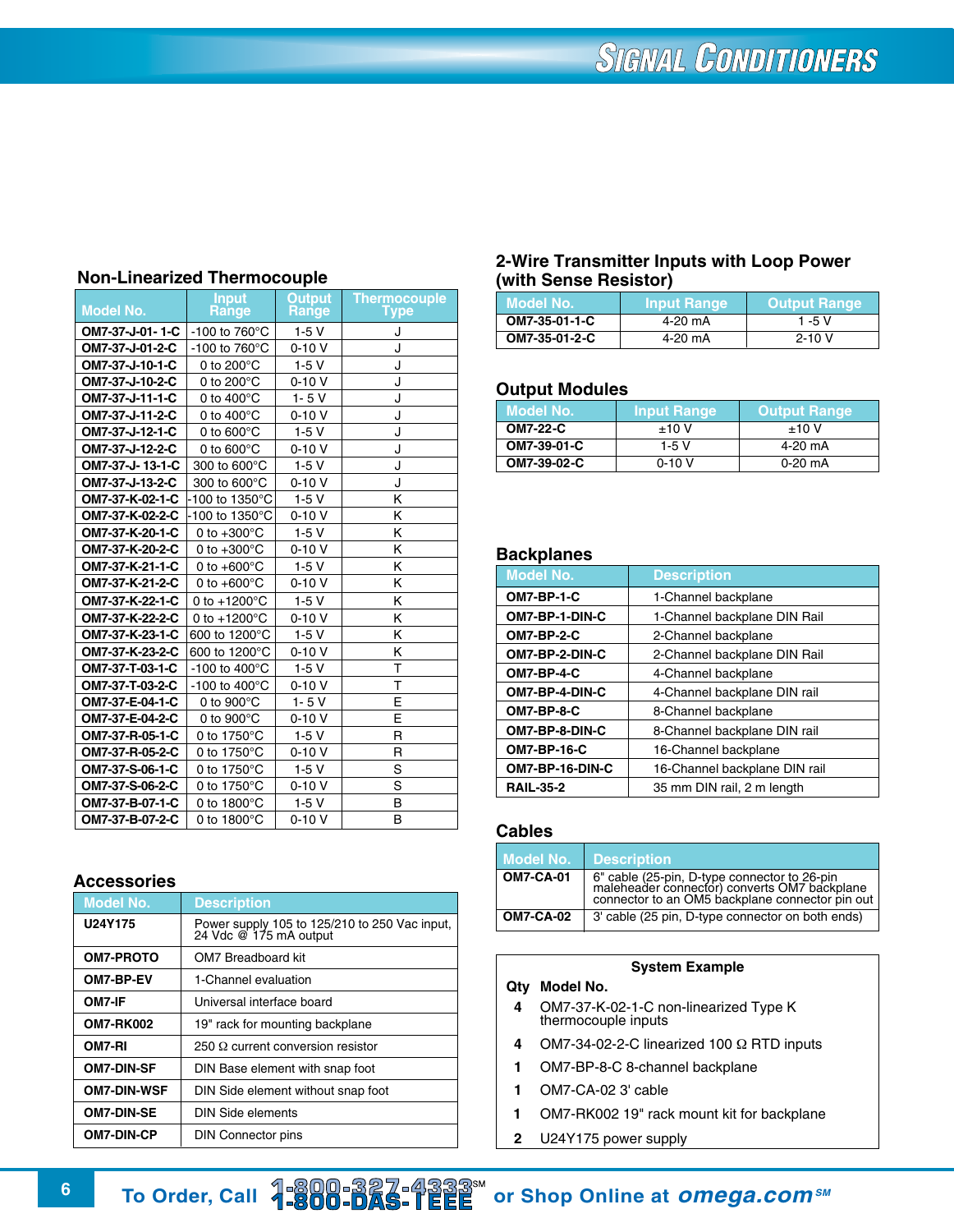## Non-Linearized Thermocouple

| Model No. | Input Range | Output Range | Thermocouple Type |
|---|---|---|---|
| OM7-37-J-01- 1-C | -100 to 760°C | 1-5 V | J |
| OM7-37-J-01-2-C | -100 to 760°C | 0-10 V | J |
| OM7-37-J-10-1-C | 0 to 200°C | 1-5 V | J |
| OM7-37-J-10-2-C | 0 to 200°C | 0-10 V | J |
| OM7-37-J-11-1-C | 0 to 400°C | 1- 5 V | J |
| OM7-37-J-11-2-C | 0 to 400°C | 0-10 V | J |
| OM7-37-J-12-1-C | 0 to 600°C | 1-5 V | J |
| OM7-37-J-12-2-C | 0 to 600°C | 0-10 V | J |
| OM7-37-J- 13-1-C | 300 to 600°C | 1-5 V | J |
| OM7-37-J-13-2-C | 300 to 600°C | 0-10 V | J |
| OM7-37-K-02-1-C | -100 to 1350°C | 1-5 V | K |
| OM7-37-K-02-2-C | -100 to 1350°C | 0-10 V | K |
| OM7-37-K-20-1-C | 0 to +300°C | 1-5 V | K |
| OM7-37-K-20-2-C | 0 to +300°C | 0-10 V | K |
| OM7-37-K-21-1-C | 0 to +600°C | 1-5 V | K |
| OM7-37-K-21-2-C | 0 to +600°C | 0-10 V | K |
| OM7-37-K-22-1-C | 0 to +1200°C | 1-5 V | K |
| OM7-37-K-22-2-C | 0 to +1200°C | 0-10 V | K |
| OM7-37-K-23-1-C | 600 to 1200°C | 1-5 V | K |
| OM7-37-K-23-2-C | 600 to 1200°C | 0-10 V | K |
| OM7-37-T-03-1-C | -100 to 400°C | 1-5 V | T |
| OM7-37-T-03-2-C | -100 to 400°C | 0-10 V | T |
| OM7-37-E-04-1-C | 0 to 900°C | 1- 5 V | E |
| OM7-37-E-04-2-C | 0 to 900°C | 0-10 V | E |
| OM7-37-R-05-1-C | 0 to 1750°C | 1-5 V | R |
| OM7-37-R-05-2-C | 0 to 1750°C | 0-10 V | R |
| OM7-37-S-06-1-C | 0 to 1750°C | 1-5 V | S |
| OM7-37-S-06-2-C | 0 to 1750°C | 0-10 V | S |
| OM7-37-B-07-1-C | 0 to 1800°C | 1-5 V | B |
| OM7-37-B-07-2-C | 0 to 1800°C | 0-10 V | B |

## Accessories

| Model No. | Description |
|---|---|
| U24Y175 | Power supply 105 to 125/210 to 250 Vac input, 24 Vdc @ 175 mA output |
| OM7-PROTO | OM7 Breadboard kit |
| OM7-BP-EV | 1-Channel evaluation |
| OM7-IF | Universal interface board |
| OM7-RK002 | 19" rack for mounting backplane |
| OM7-RI | 250 Ω current conversion resistor |
| OM7-DIN-SF | DIN Base element with snap foot |
| OM7-DIN-WSF | DIN Side element without snap foot |
| OM7-DIN-SE | DIN Side elements |
| OM7-DIN-CP | DIN Connector pins |

## 2-Wire Transmitter Inputs with Loop Power (with Sense Resistor)

| Model No. | Input Range | Output Range |
|---|---|---|
| OM7-35-01-1-C | 4-20 mA | 1 -5 V |
| OM7-35-01-2-C | 4-20 mA | 2-10 V |

## Output Modules

| Model No. | Input Range | Output Range |
|---|---|---|
| OM7-22-C | ±10 V | ±10 V |
| OM7-39-01-C | 1-5 V | 4-20 mA |
| OM7-39-02-C | 0-10 V | 0-20 mA |

## Backplanes

| Model No. | Description |
|---|---|
| OM7-BP-1-C | 1-Channel backplane |
| OM7-BP-1-DIN-C | 1-Channel backplane DIN Rail |
| OM7-BP-2-C | 2-Channel backplane |
| OM7-BP-2-DIN-C | 2-Channel backplane DIN Rail |
| OM7-BP-4-C | 4-Channel backplane |
| OM7-BP-4-DIN-C | 4-Channel backplane DIN rail |
| OM7-BP-8-C | 8-Channel backplane |
| OM7-BP-8-DIN-C | 8-Channel backplane DIN rail |
| OM7-BP-16-C | 16-Channel backplane |
| OM7-BP-16-DIN-C | 16-Channel backplane DIN rail |
| RAIL-35-2 | 35 mm DIN rail, 2 m length |

## Cables

| Model No. | Description |
|---|---|
| OM7-CA-01 | 6" cable (25-pin, D-type connector to 26-pin maleheader connector) converts OM7 backplane connector to an OM5 backplane connector pin out |
| OM7-CA-02 | 3' cable (25 pin, D-type connector on both ends) |

**System Example**

| Qty | Model No. |
|---|---|
| 4 | OM7-37-K-02-1-C non-linearized Type K thermocouple inputs |
| 4 | OM7-34-02-2-C linearized 100 Ω RTD inputs |
| 1 | OM7-BP-8-C 8-channel backplane |
| 1 | OM7-CA-02 3' cable |
| 1 | OM7-RK002 19" rack mount kit for backplane |
| 2 | U24Y175 power supply |